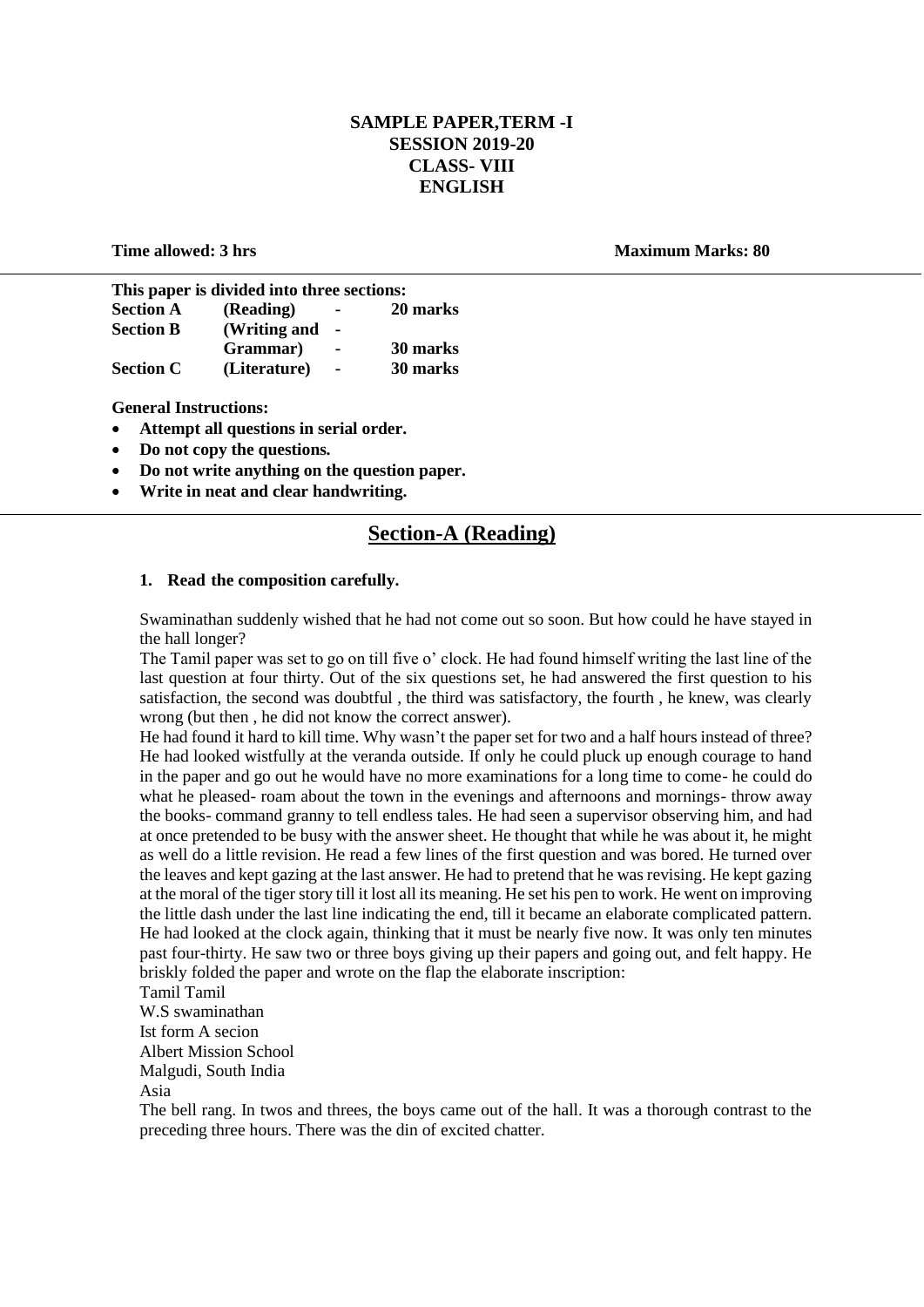**SAMPLE PAPER,TERM -I**
**SESSION 2019-20**
**CLASS- VIII**
**ENGLISH**

**Time allowed: 3 hrs** **Maximum Marks: 80**

---

**This paper is divided into three sections:**

| | | | |
|---|---|---|---|
| **Section A** | **(Reading)** | **-** | **20 marks** |
| **Section B** | **(Writing and Grammar)** | **-** | **30 marks** |
| **Section C** | **(Literature)** | **-** | **30 marks** |

**General Instructions:**

- **Attempt all questions in serial order.**
- **Do not copy the questions.**
- **Do not write anything on the question paper.**
- **Write in neat and clear handwriting.**

---

## Section-A (Reading)

**1. Read the composition carefully.**

Swaminathan suddenly wished that he had not come out so soon. But how could he have stayed in the hall longer?

The Tamil paper was set to go on till five o' clock. He had found himself writing the last line of the last question at four thirty. Out of the six questions set, he had answered the first question to his satisfaction, the second was doubtful , the third was satisfactory, the fourth , he knew, was clearly wrong (but then , he did not know the correct answer).

He had found it hard to kill time. Why wasn't the paper set for two and a half hours instead of three? He had looked wistfully at the veranda outside. If only he could pluck up enough courage to hand in the paper and go out he would have no more examinations for a long time to come- he could do what he pleased- roam about the town in the evenings and afternoons and mornings- throw away the books- command granny to tell endless tales. He had seen a supervisor observing him, and had at once pretended to be busy with the answer sheet. He thought that while he was about it, he might as well do a little revision. He read a few lines of the first question and was bored. He turned over the leaves and kept gazing at the last answer. He had to pretend that he was revising. He kept gazing at the moral of the tiger story till it lost all its meaning. He set his pen to work. He went on improving the little dash under the last line indicating the end, till it became an elaborate complicated pattern. He had looked at the clock again, thinking that it must be nearly five now. It was only ten minutes past four-thirty. He saw two or three boys giving up their papers and going out, and felt happy. He briskly folded the paper and wrote on the flap the elaborate inscription:

Tamil Tamil
W.S swaminathan
Ist form A secion
Albert Mission School
Malgudi, South India
Asia

The bell rang. In twos and threes, the boys came out of the hall. It was a thorough contrast to the preceding three hours. There was the din of excited chatter.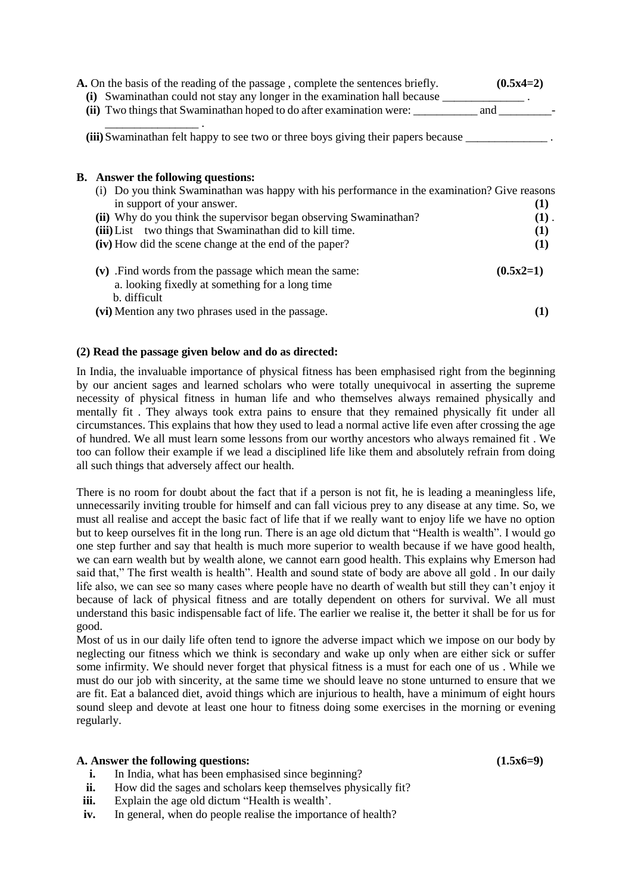**A.** On the basis of the reading of the passage , complete the sentences briefly. **(0.5x4=2)**

**(i)** Swaminathan could not stay any longer in the examination hall because ______________ .

**(ii)** Two things that Swaminathan hoped to do after examination were: ___________ and _________-________________ .

**(iii)** Swaminathan felt happy to see two or three boys giving their papers because ______________ .

**B. Answer the following questions:**

(i) Do you think Swaminathan was happy with his performance in the examination? Give reasons in support of your answer. **(1)**

**(ii)** Why do you think the supervisor began observing Swaminathan? **(1)** .

**(iii)** List two things that Swaminathan did to kill time. **(1)**

**(iv)** How did the scene change at the end of the paper? **(1)**

**(v)** .Find words from the passage which mean the same: **(0.5x2=1)**

a. looking fixedly at something for a long time

b. difficult

**(vi)** Mention any two phrases used in the passage. **(1)**

**(2) Read the passage given below and do as directed:**

In India, the invaluable importance of physical fitness has been emphasised right from the beginning by our ancient sages and learned scholars who were totally unequivocal in asserting the supreme necessity of physical fitness in human life and who themselves always remained physically and mentally fit . They always took extra pains to ensure that they remained physically fit under all circumstances. This explains that how they used to lead a normal active life even after crossing the age of hundred. We all must learn some lessons from our worthy ancestors who always remained fit . We too can follow their example if we lead a disciplined life like them and absolutely refrain from doing all such things that adversely affect our health.

There is no room for doubt about the fact that if a person is not fit, he is leading a meaningless life, unnecessarily inviting trouble for himself and can fall vicious prey to any disease at any time. So, we must all realise and accept the basic fact of life that if we really want to enjoy life we have no option but to keep ourselves fit in the long run. There is an age old dictum that "Health is wealth". I would go one step further and say that health is much more superior to wealth because if we have good health, we can earn wealth but by wealth alone, we cannot earn good health. This explains why Emerson had said that," The first wealth is health". Health and sound state of body are above all gold . In our daily life also, we can see so many cases where people have no dearth of wealth but still they can't enjoy it because of lack of physical fitness and are totally dependent on others for survival. We all must understand this basic indispensable fact of life. The earlier we realise it, the better it shall be for us for good.

Most of us in our daily life often tend to ignore the adverse impact which we impose on our body by neglecting our fitness which we think is secondary and wake up only when are either sick or suffer some infirmity. We should never forget that physical fitness is a must for each one of us . While we must do our job with sincerity, at the same time we should leave no stone unturned to ensure that we are fit. Eat a balanced diet, avoid things which are injurious to health, have a minimum of eight hours sound sleep and devote at least one hour to fitness doing some exercises in the morning or evening regularly.

**A. Answer the following questions:** **(1.5x6=9)**

**i.** In India, what has been emphasised since beginning?

**ii.** How did the sages and scholars keep themselves physically fit?

**iii.** Explain the age old dictum "Health is wealth'.

**iv.** In general, when do people realise the importance of health?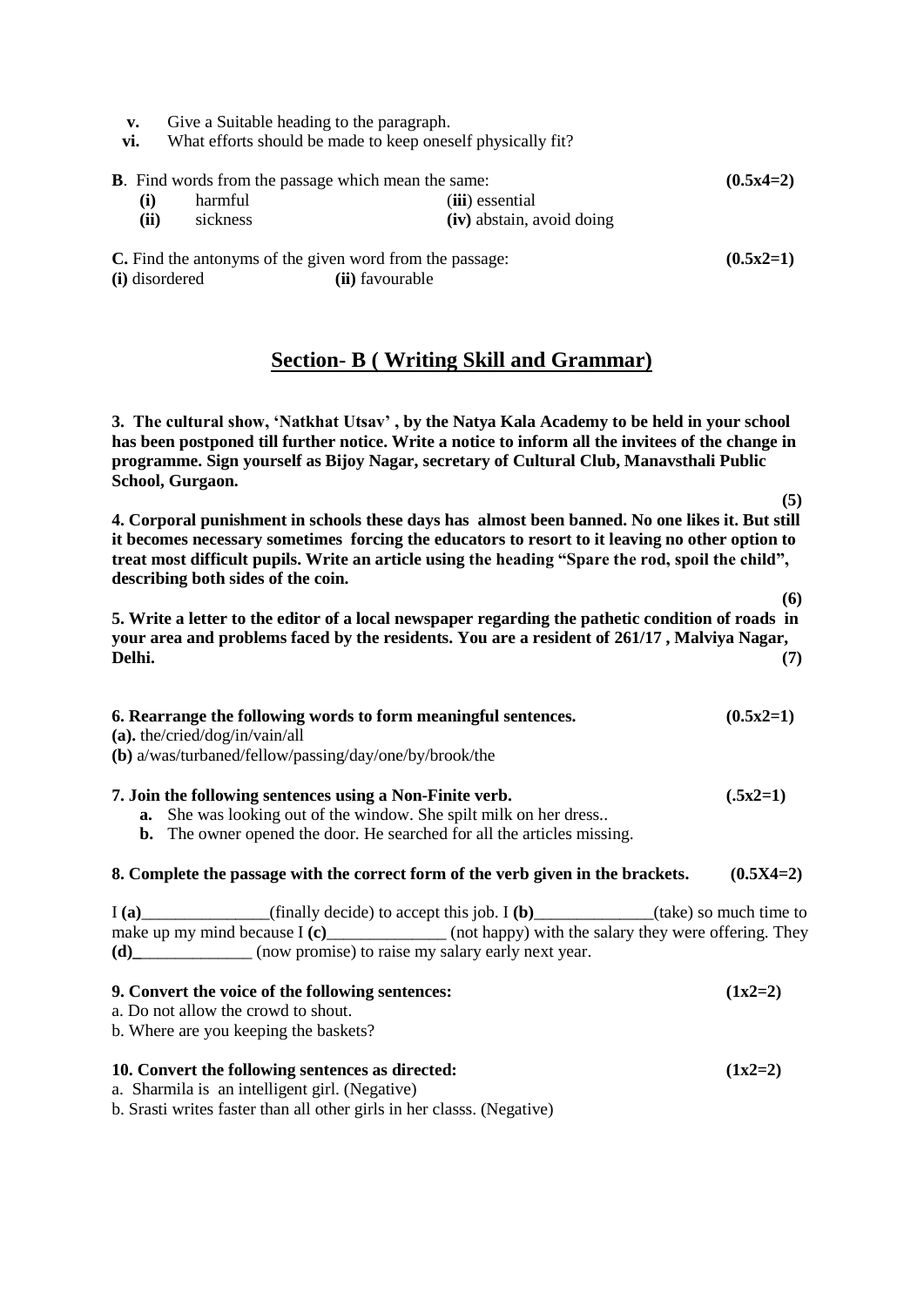- **v.** Give a Suitable heading to the paragraph.
- **vi.** What efforts should be made to keep oneself physically fit?

**B**. Find words from the passage which mean the same: **(0.5x4=2)**

**(i)** harmful (**iii**) essential
**(ii)** sickness **(iv)** abstain, avoid doing

**C.** Find the antonyms of the given word from the passage: **(0.5x2=1)**
**(i)** disordered **(ii)** favourable

## Section- B ( Writing Skill and Grammar)

**3. The cultural show, 'Natkhat Utsav' , by the Natya Kala Academy to be held in your school has been postponed till further notice. Write a notice to inform all the invitees of the change in programme. Sign yourself as Bijoy Nagar, secretary of Cultural Club, Manavsthali Public School, Gurgaon.**
**(5)**

**4. Corporal punishment in schools these days has almost been banned. No one likes it. But still it becomes necessary sometimes forcing the educators to resort to it leaving no other option to treat most difficult pupils. Write an article using the heading "Spare the rod, spoil the child", describing both sides of the coin.**
**(6)**

**5. Write a letter to the editor of a local newspaper regarding the pathetic condition of roads in your area and problems faced by the residents. You are a resident of 261/17 , Malviya Nagar, Delhi. (7)**

**6. Rearrange the following words to form meaningful sentences. (0.5x2=1)**
**(a).** the/cried/dog/in/vain/all
**(b)** a/was/turbaned/fellow/passing/day/one/by/brook/the

**7. Join the following sentences using a Non-Finite verb. (.5x2=1)**

- **a.** She was looking out of the window. She spilt milk on her dress..
- **b.** The owner opened the door. He searched for all the articles missing.

**8. Complete the passage with the correct form of the verb given in the brackets. (0.5X4=2)**

I **(a)**_______________(finally decide) to accept this job. I **(b)**______________(take) so much time to make up my mind because I **(c)**______________ (not happy) with the salary they were offering. They **(d)**______________ (now promise) to raise my salary early next year.

**9. Convert the voice of the following sentences: (1x2=2)**
a. Do not allow the crowd to shout.
b. Where are you keeping the baskets?

**10. Convert the following sentences as directed: (1x2=2)**
a. Sharmila is an intelligent girl. (Negative)
b. Srasti writes faster than all other girls in her classs. (Negative)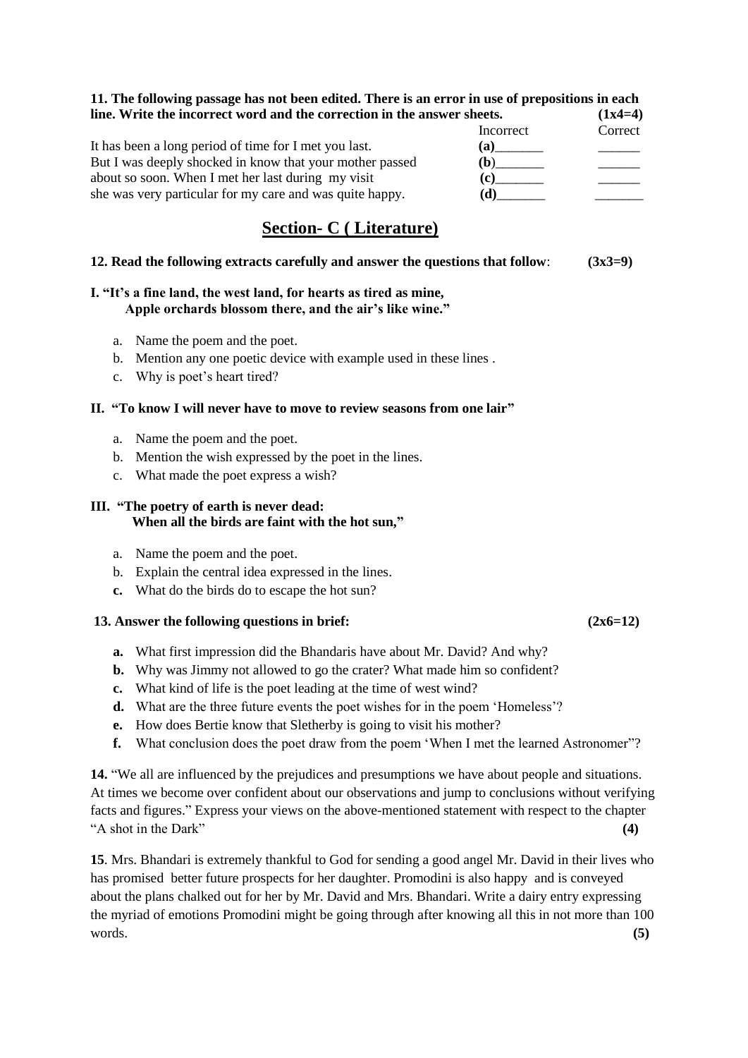**11. The following passage has not been edited. There is an error in use of prepositions in each line. Write the incorrect word and the correction in the answer sheets. (1x4=4)**

| | Incorrect | Correct |
|---|---|---|
| It has been a long period of time for I met you last. | **(a)**_______ | ______ |
| But I was deeply shocked in know that your mother passed | **(b)**_______ | ______ |
| about so soon. When I met her last during my visit | **(c)**_______ | ______ |
| she was very particular for my care and was quite happy. | **(d)**_______ | _______ |

## Section- C ( Literature)

**12. Read the following extracts carefully and answer the questions that follow: (3x3=9)**

**I. "It's a fine land, the west land, for hearts as tired as mine,**
**Apple orchards blossom there, and the air's like wine."**

a. Name the poem and the poet.
b. Mention any one poetic device with example used in these lines .
c. Why is poet's heart tired?

**II. "To know I will never have to move to review seasons from one lair"**

a. Name the poem and the poet.
b. Mention the wish expressed by the poet in the lines.
c. What made the poet express a wish?

**III. "The poetry of earth is never dead:**
**When all the birds are faint with the hot sun,"**

a. Name the poem and the poet.
b. Explain the central idea expressed in the lines.
c. What do the birds do to escape the hot sun?

**13. Answer the following questions in brief: (2x6=12)**

**a.** What first impression did the Bhandaris have about Mr. David? And why?
**b.** Why was Jimmy not allowed to go the crater? What made him so confident?
**c.** What kind of life is the poet leading at the time of west wind?
**d.** What are the three future events the poet wishes for in the poem 'Homeless'?
**e.** How does Bertie know that Sletherby is going to visit his mother?
**f.** What conclusion does the poet draw from the poem 'When I met the learned Astronomer"?

**14.** "We all are influenced by the prejudices and presumptions we have about people and situations. At times we become over confident about our observations and jump to conclusions without verifying facts and figures." Express your views on the above-mentioned statement with respect to the chapter "A shot in the Dark" **(4)**

**15**. Mrs. Bhandari is extremely thankful to God for sending a good angel Mr. David in their lives who has promised better future prospects for her daughter. Promodini is also happy and is conveyed about the plans chalked out for her by Mr. David and Mrs. Bhandari. Write a dairy entry expressing the myriad of emotions Promodini might be going through after knowing all this in not more than 100 words. **(5)**